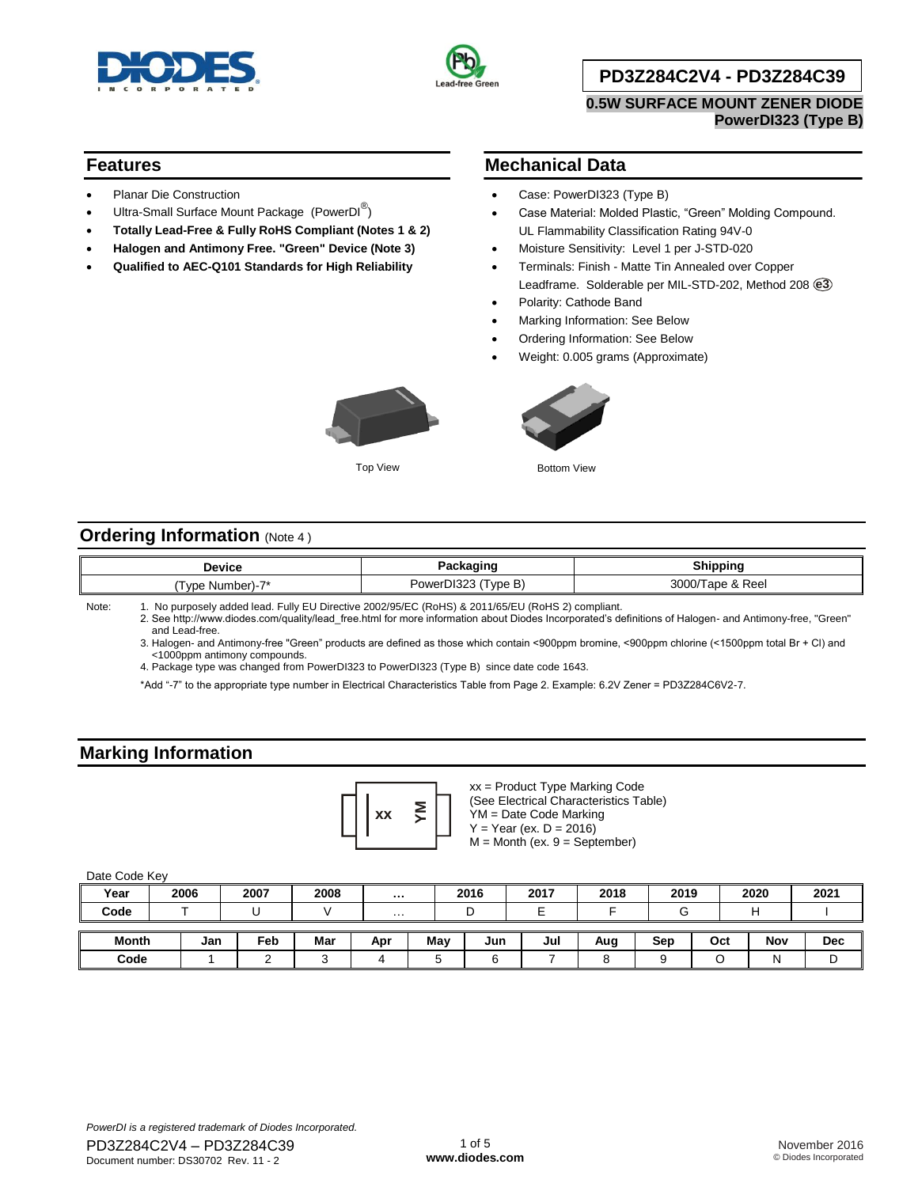# PD3Z284C2V4 - PD3Z284C39

**0.5W SURFACE MOUNT ZENER DIODE**
**PowerDI323 (Type B)**

## Features

- Planar Die Construction
- Ultra-Small Surface Mount Package (PowerDI®)
- **Totally Lead-Free & Fully RoHS Compliant (Notes 1 & 2)**
- **Halogen and Antimony Free. "Green" Device (Note 3)**
- **Qualified to AEC-Q101 Standards for High Reliability**

## Mechanical Data

- Case: PowerDI323 (Type B)
- Case Material: Molded Plastic, "Green" Molding Compound. UL Flammability Classification Rating 94V-0
- Moisture Sensitivity: Level 1 per J-STD-020
- Terminals: Finish - Matte Tin Annealed over Copper Leadframe. Solderable per MIL-STD-202, Method 208 e3
- Polarity: Cathode Band
- Marking Information: See Below
- Ordering Information: See Below
- Weight: 0.005 grams (Approximate)

Top View

Bottom View

## Ordering Information (Note 4)

| Device | Packaging | Shipping |
|---|---|---|
| (Type Number)-7* | PowerDI323 (Type B) | 3000/Tape & Reel |

Note:
1. No purposely added lead. Fully EU Directive 2002/95/EC (RoHS) & 2011/65/EU (RoHS 2) compliant.
2. See http://www.diodes.com/quality/lead_free.html for more information about Diodes Incorporated's definitions of Halogen- and Antimony-free, "Green" and Lead-free.
3. Halogen- and Antimony-free "Green" products are defined as those which contain <900ppm bromine, <900ppm chlorine (<1500ppm total Br + Cl) and <1000ppm antimony compounds.
4. Package type was changed from PowerDI323 to PowerDI323 (Type B) since date code 1643.

*Add "-7" to the appropriate type number in Electrical Characteristics Table from Page 2. Example: 6.2V Zener = PD3Z284C6V2-7.

## Marking Information

xx YM

xx = Product Type Marking Code
(See Electrical Characteristics Table)
YM = Date Code Marking
Y = Year (ex. D = 2016)
M = Month (ex. 9 = September)

Date Code Key

| Year | 2006 | 2007 | 2008 | ... | 2016 | 2017 | 2018 | 2019 | 2020 | 2021 |
|---|---|---|---|---|---|---|---|---|---|---|
| Code | T | U | V | ... | D | E | F | G | H | I |

| Month | Jan | Feb | Mar | Apr | May | Jun | Jul | Aug | Sep | Oct | Nov | Dec |
|---|---|---|---|---|---|---|---|---|---|---|---|---|
| Code | 1 | 2 | 3 | 4 | 5 | 6 | 7 | 8 | 9 | O | N | D |

*PowerDI is a registered trademark of Diodes Incorporated.*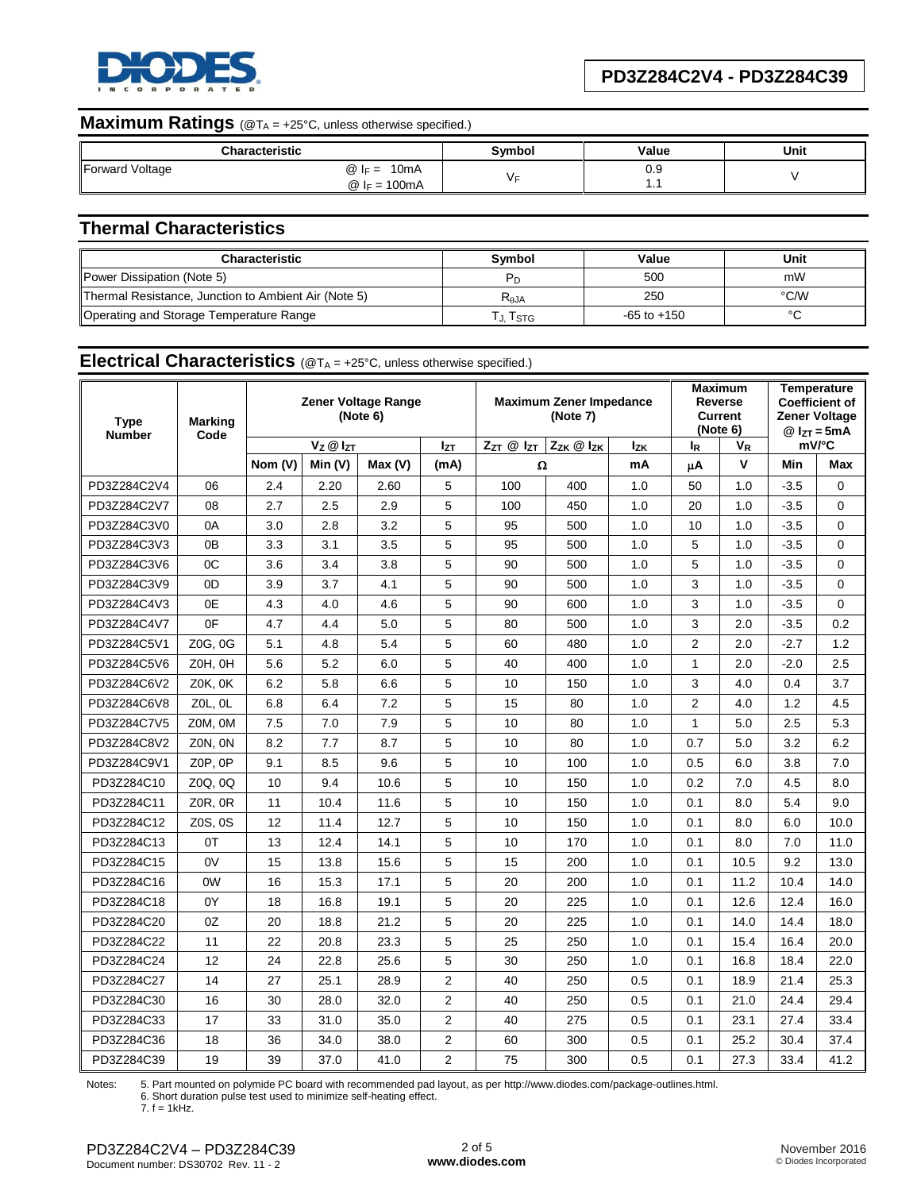## Maximum Ratings (@$T_A$ = +25°C, unless otherwise specified.)

| Characteristic | | Symbol | Value | Unit |
|---|---|---|---|---|
| Forward Voltage | @ $I_F$ = 10mA | $V_F$ | 0.9 | V |
| | @ $I_F$ = 100mA | | 1.1 | |

## Thermal Characteristics

| Characteristic | Symbol | Value | Unit |
|---|---|---|---|
| Power Dissipation (Note 5) | $P_D$ | 500 | mW |
| Thermal Resistance, Junction to Ambient Air (Note 5) | $R_{\theta JA}$ | 250 | °C/W |
| Operating and Storage Temperature Range | $T_J$, $T_{STG}$ | -65 to +150 | °C |

## Electrical Characteristics (@$T_A$ = +25°C, unless otherwise specified.)

| Type Number | Marking Code | Zener Voltage Range (Note 6) | | | | Maximum Zener Impedance (Note 7) | | | Maximum Reverse Current (Note 6) | | Temperature Coefficient of Zener Voltage @ $I_{ZT}$ = 5mA | |
|---|---|---|---|---|---|---|---|---|---|---|---|---|
| | | $V_Z$ @ $I_{ZT}$ | | | $I_{ZT}$ | $Z_{ZT}$ @ $I_{ZT}$ | $Z_{ZK}$ @ $I_{ZK}$ | $I_{ZK}$ | $I_R$ | $V_R$ | mV/°C | |
| | | Nom (V) | Min (V) | Max (V) | (mA) | Ω | | mA | µA | V | Min | Max |
| PD3Z284C2V4 | 06 | 2.4 | 2.20 | 2.60 | 5 | 100 | 400 | 1.0 | 50 | 1.0 | -3.5 | 0 |
| PD3Z284C2V7 | 08 | 2.7 | 2.5 | 2.9 | 5 | 100 | 450 | 1.0 | 20 | 1.0 | -3.5 | 0 |
| PD3Z284C3V0 | 0A | 3.0 | 2.8 | 3.2 | 5 | 95 | 500 | 1.0 | 10 | 1.0 | -3.5 | 0 |
| PD3Z284C3V3 | 0B | 3.3 | 3.1 | 3.5 | 5 | 95 | 500 | 1.0 | 5 | 1.0 | -3.5 | 0 |
| PD3Z284C3V6 | 0C | 3.6 | 3.4 | 3.8 | 5 | 90 | 500 | 1.0 | 5 | 1.0 | -3.5 | 0 |
| PD3Z284C3V9 | 0D | 3.9 | 3.7 | 4.1 | 5 | 90 | 500 | 1.0 | 3 | 1.0 | -3.5 | 0 |
| PD3Z284C4V3 | 0E | 4.3 | 4.0 | 4.6 | 5 | 90 | 600 | 1.0 | 3 | 1.0 | -3.5 | 0 |
| PD3Z284C4V7 | 0F | 4.7 | 4.4 | 5.0 | 5 | 80 | 500 | 1.0 | 3 | 2.0 | -3.5 | 0.2 |
| PD3Z284C5V1 | Z0G, 0G | 5.1 | 4.8 | 5.4 | 5 | 60 | 480 | 1.0 | 2 | 2.0 | -2.7 | 1.2 |
| PD3Z284C5V6 | Z0H, 0H | 5.6 | 5.2 | 6.0 | 5 | 40 | 400 | 1.0 | 1 | 2.0 | -2.0 | 2.5 |
| PD3Z284C6V2 | Z0K, 0K | 6.2 | 5.8 | 6.6 | 5 | 10 | 150 | 1.0 | 3 | 4.0 | 0.4 | 3.7 |
| PD3Z284C6V8 | Z0L, 0L | 6.8 | 6.4 | 7.2 | 5 | 15 | 80 | 1.0 | 2 | 4.0 | 1.2 | 4.5 |
| PD3Z284C7V5 | Z0M, 0M | 7.5 | 7.0 | 7.9 | 5 | 10 | 80 | 1.0 | 1 | 5.0 | 2.5 | 5.3 |
| PD3Z284C8V2 | Z0N, 0N | 8.2 | 7.7 | 8.7 | 5 | 10 | 80 | 1.0 | 0.7 | 5.0 | 3.2 | 6.2 |
| PD3Z284C9V1 | Z0P, 0P | 9.1 | 8.5 | 9.6 | 5 | 10 | 100 | 1.0 | 0.5 | 6.0 | 3.8 | 7.0 |
| PD3Z284C10 | Z0Q, 0Q | 10 | 9.4 | 10.6 | 5 | 10 | 150 | 1.0 | 0.2 | 7.0 | 4.5 | 8.0 |
| PD3Z284C11 | Z0R, 0R | 11 | 10.4 | 11.6 | 5 | 10 | 150 | 1.0 | 0.1 | 8.0 | 5.4 | 9.0 |
| PD3Z284C12 | Z0S, 0S | 12 | 11.4 | 12.7 | 5 | 10 | 150 | 1.0 | 0.1 | 8.0 | 6.0 | 10.0 |
| PD3Z284C13 | 0T | 13 | 12.4 | 14.1 | 5 | 10 | 170 | 1.0 | 0.1 | 8.0 | 7.0 | 11.0 |
| PD3Z284C15 | 0V | 15 | 13.8 | 15.6 | 5 | 15 | 200 | 1.0 | 0.1 | 10.5 | 9.2 | 13.0 |
| PD3Z284C16 | 0W | 16 | 15.3 | 17.1 | 5 | 20 | 200 | 1.0 | 0.1 | 11.2 | 10.4 | 14.0 |
| PD3Z284C18 | 0Y | 18 | 16.8 | 19.1 | 5 | 20 | 225 | 1.0 | 0.1 | 12.6 | 12.4 | 16.0 |
| PD3Z284C20 | 0Z | 20 | 18.8 | 21.2 | 5 | 20 | 225 | 1.0 | 0.1 | 14.0 | 14.4 | 18.0 |
| PD3Z284C22 | 11 | 22 | 20.8 | 23.3 | 5 | 25 | 250 | 1.0 | 0.1 | 15.4 | 16.4 | 20.0 |
| PD3Z284C24 | 12 | 24 | 22.8 | 25.6 | 5 | 30 | 250 | 1.0 | 0.1 | 16.8 | 18.4 | 22.0 |
| PD3Z284C27 | 14 | 27 | 25.1 | 28.9 | 2 | 40 | 250 | 0.5 | 0.1 | 18.9 | 21.4 | 25.3 |
| PD3Z284C30 | 16 | 30 | 28.0 | 32.0 | 2 | 40 | 250 | 0.5 | 0.1 | 21.0 | 24.4 | 29.4 |
| PD3Z284C33 | 17 | 33 | 31.0 | 35.0 | 2 | 40 | 275 | 0.5 | 0.1 | 23.1 | 27.4 | 33.4 |
| PD3Z284C36 | 18 | 36 | 34.0 | 38.0 | 2 | 60 | 300 | 0.5 | 0.1 | 25.2 | 30.4 | 37.4 |
| PD3Z284C39 | 19 | 39 | 37.0 | 41.0 | 2 | 75 | 300 | 0.5 | 0.1 | 27.3 | 33.4 | 41.2 |

Notes:
5. Part mounted on polymide PC board with recommended pad layout, as per http://www.diodes.com/package-outlines.html.
6. Short duration pulse test used to minimize self-heating effect.
7. f = 1kHz.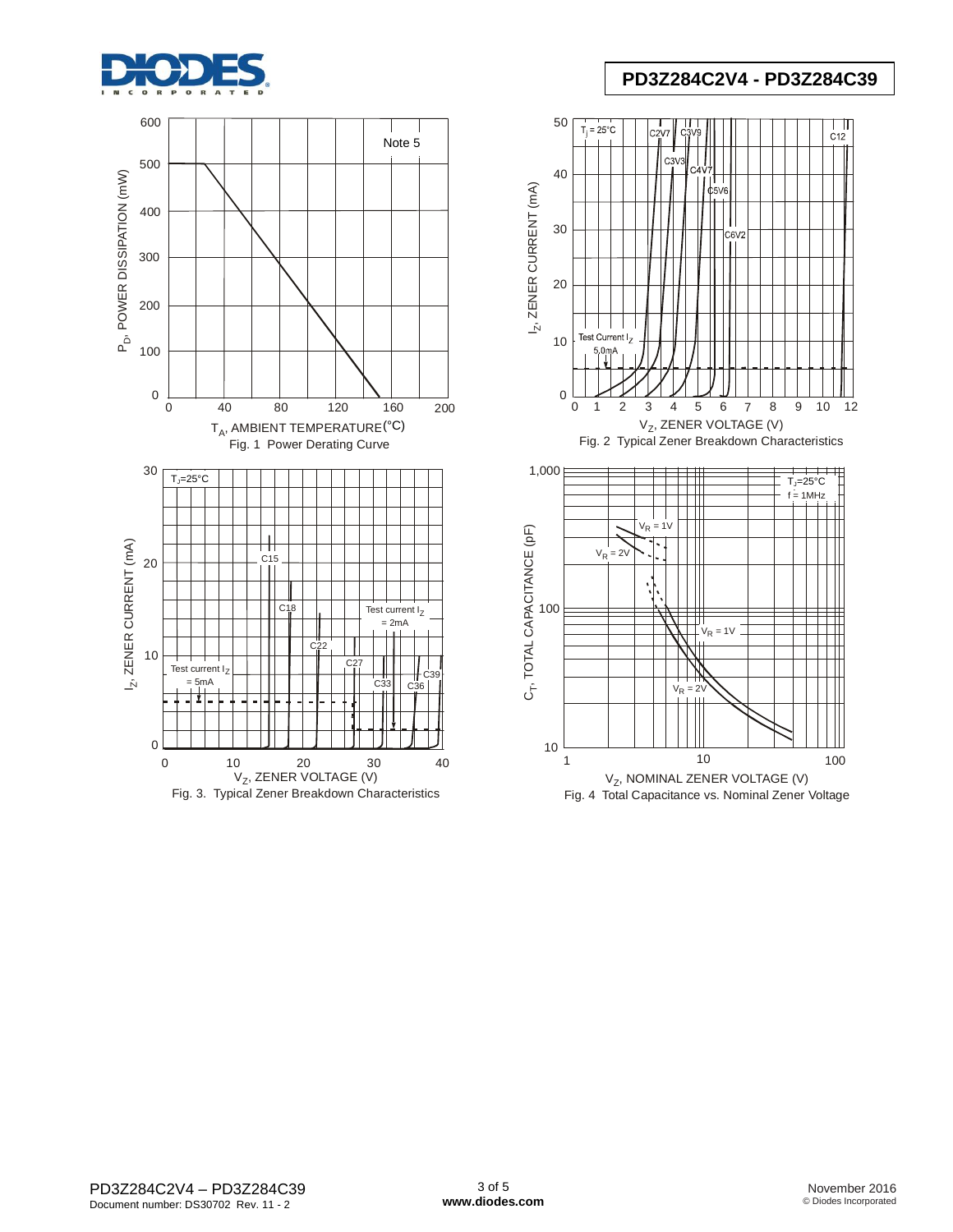Fig. 1 Power Derating Curve

Fig. 2 Typical Zener Breakdown Characteristics

Fig. 3. Typical Zener Breakdown Characteristics

Fig. 4 Total Capacitance vs. Nominal Zener Voltage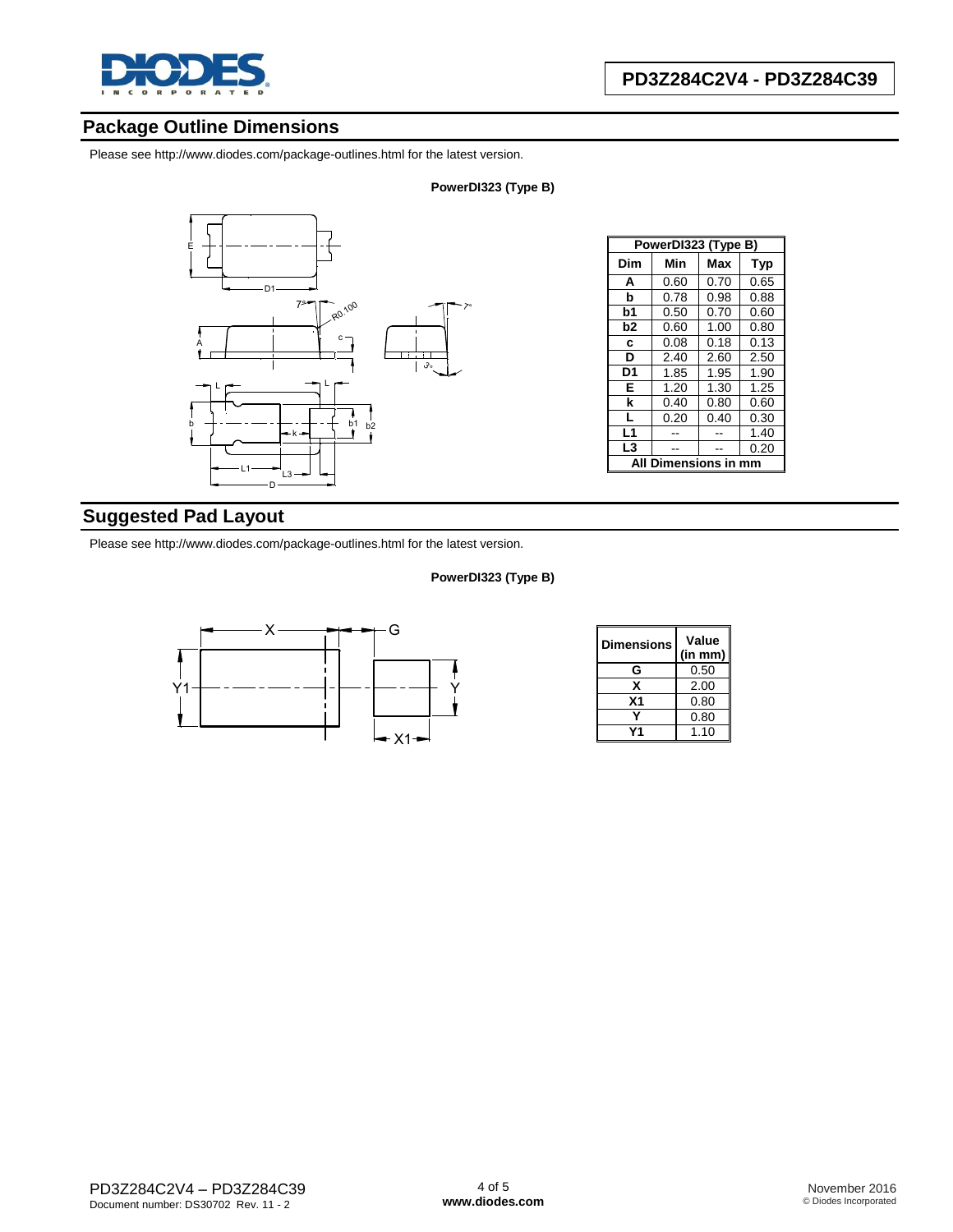## Package Outline Dimensions

Please see http://www.diodes.com/package-outlines.html for the latest version.

**PowerDI323 (Type B)**

| PowerDI323 (Type B) | | | |
|---|---|---|---|
| **Dim** | **Min** | **Max** | **Typ** |
| **A** | 0.60 | 0.70 | 0.65 |
| **b** | 0.78 | 0.98 | 0.88 |
| **b1** | 0.50 | 0.70 | 0.60 |
| **b2** | 0.60 | 1.00 | 0.80 |
| **c** | 0.08 | 0.18 | 0.13 |
| **D** | 2.40 | 2.60 | 2.50 |
| **D1** | 1.85 | 1.95 | 1.90 |
| **E** | 1.20 | 1.30 | 1.25 |
| **k** | 0.40 | 0.80 | 0.60 |
| **L** | 0.20 | 0.40 | 0.30 |
| **L1** | -- | -- | 1.40 |
| **L3** | -- | -- | 0.20 |
| **All Dimensions in mm** | | | |

## Suggested Pad Layout

Please see http://www.diodes.com/package-outlines.html for the latest version.

**PowerDI323 (Type B)**

| Dimensions | Value (in mm) |
|---|---|
| **G** | 0.50 |
| **X** | 2.00 |
| **X1** | 0.80 |
| **Y** | 0.80 |
| **Y1** | 1.10 |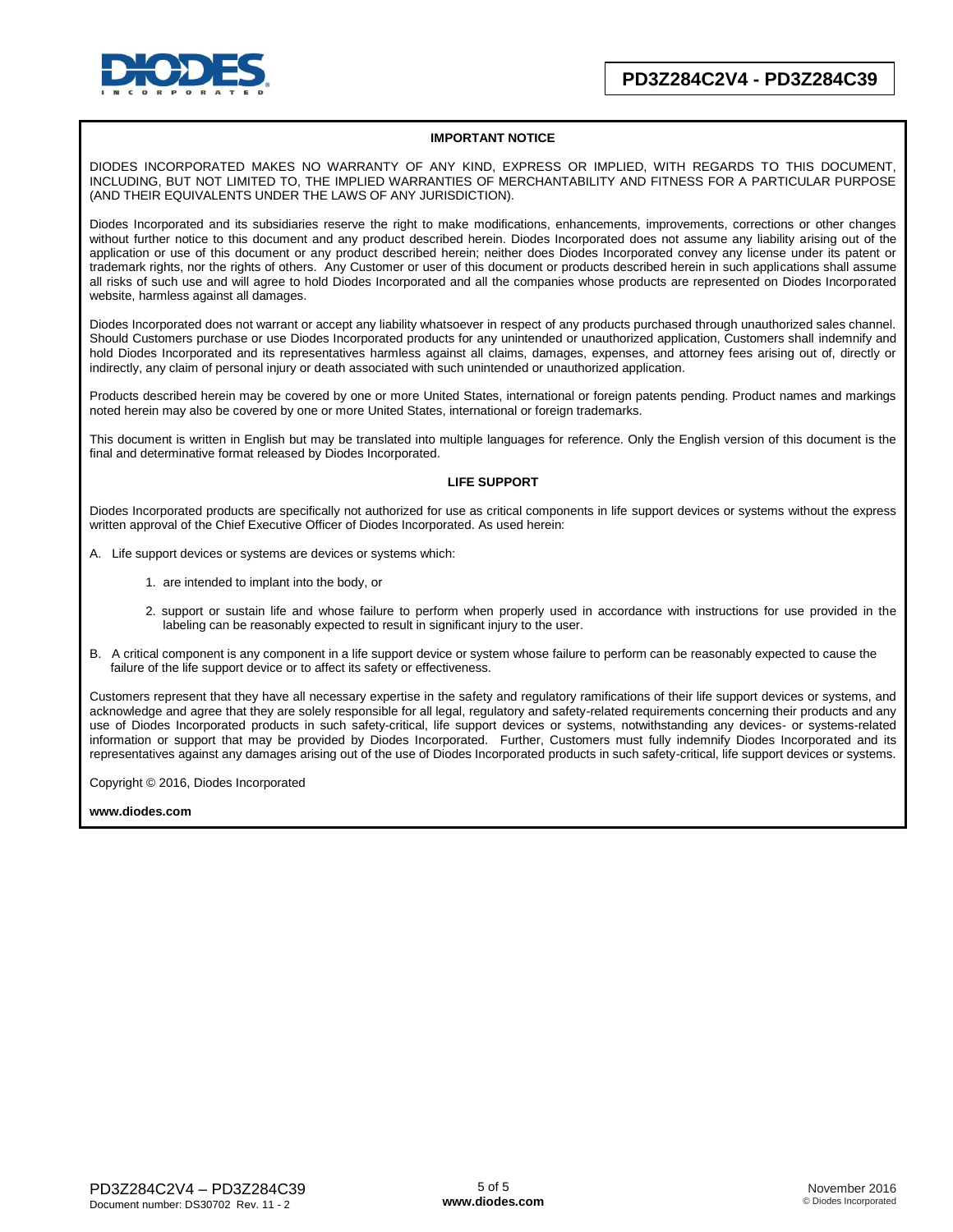## IMPORTANT NOTICE

DIODES INCORPORATED MAKES NO WARRANTY OF ANY KIND, EXPRESS OR IMPLIED, WITH REGARDS TO THIS DOCUMENT, INCLUDING, BUT NOT LIMITED TO, THE IMPLIED WARRANTIES OF MERCHANTABILITY AND FITNESS FOR A PARTICULAR PURPOSE (AND THEIR EQUIVALENTS UNDER THE LAWS OF ANY JURISDICTION).

Diodes Incorporated and its subsidiaries reserve the right to make modifications, enhancements, improvements, corrections or other changes without further notice to this document and any product described herein. Diodes Incorporated does not assume any liability arising out of the application or use of this document or any product described herein; neither does Diodes Incorporated convey any license under its patent or trademark rights, nor the rights of others. Any Customer or user of this document or products described herein in such applications shall assume all risks of such use and will agree to hold Diodes Incorporated and all the companies whose products are represented on Diodes Incorporated website, harmless against all damages.

Diodes Incorporated does not warrant or accept any liability whatsoever in respect of any products purchased through unauthorized sales channel. Should Customers purchase or use Diodes Incorporated products for any unintended or unauthorized application, Customers shall indemnify and hold Diodes Incorporated and its representatives harmless against all claims, damages, expenses, and attorney fees arising out of, directly or indirectly, any claim of personal injury or death associated with such unintended or unauthorized application.

Products described herein may be covered by one or more United States, international or foreign patents pending. Product names and markings noted herein may also be covered by one or more United States, international or foreign trademarks.

This document is written in English but may be translated into multiple languages for reference. Only the English version of this document is the final and determinative format released by Diodes Incorporated.

## LIFE SUPPORT

Diodes Incorporated products are specifically not authorized for use as critical components in life support devices or systems without the express written approval of the Chief Executive Officer of Diodes Incorporated. As used herein:

A. Life support devices or systems are devices or systems which:

1. are intended to implant into the body, or
2. support or sustain life and whose failure to perform when properly used in accordance with instructions for use provided in the labeling can be reasonably expected to result in significant injury to the user.

B. A critical component is any component in a life support device or system whose failure to perform can be reasonably expected to cause the failure of the life support device or to affect its safety or effectiveness.

Customers represent that they have all necessary expertise in the safety and regulatory ramifications of their life support devices or systems, and acknowledge and agree that they are solely responsible for all legal, regulatory and safety-related requirements concerning their products and any use of Diodes Incorporated products in such safety-critical, life support devices or systems, notwithstanding any devices- or systems-related information or support that may be provided by Diodes Incorporated. Further, Customers must fully indemnify Diodes Incorporated and its representatives against any damages arising out of the use of Diodes Incorporated products in such safety-critical, life support devices or systems.

Copyright © 2016, Diodes Incorporated

**www.diodes.com**